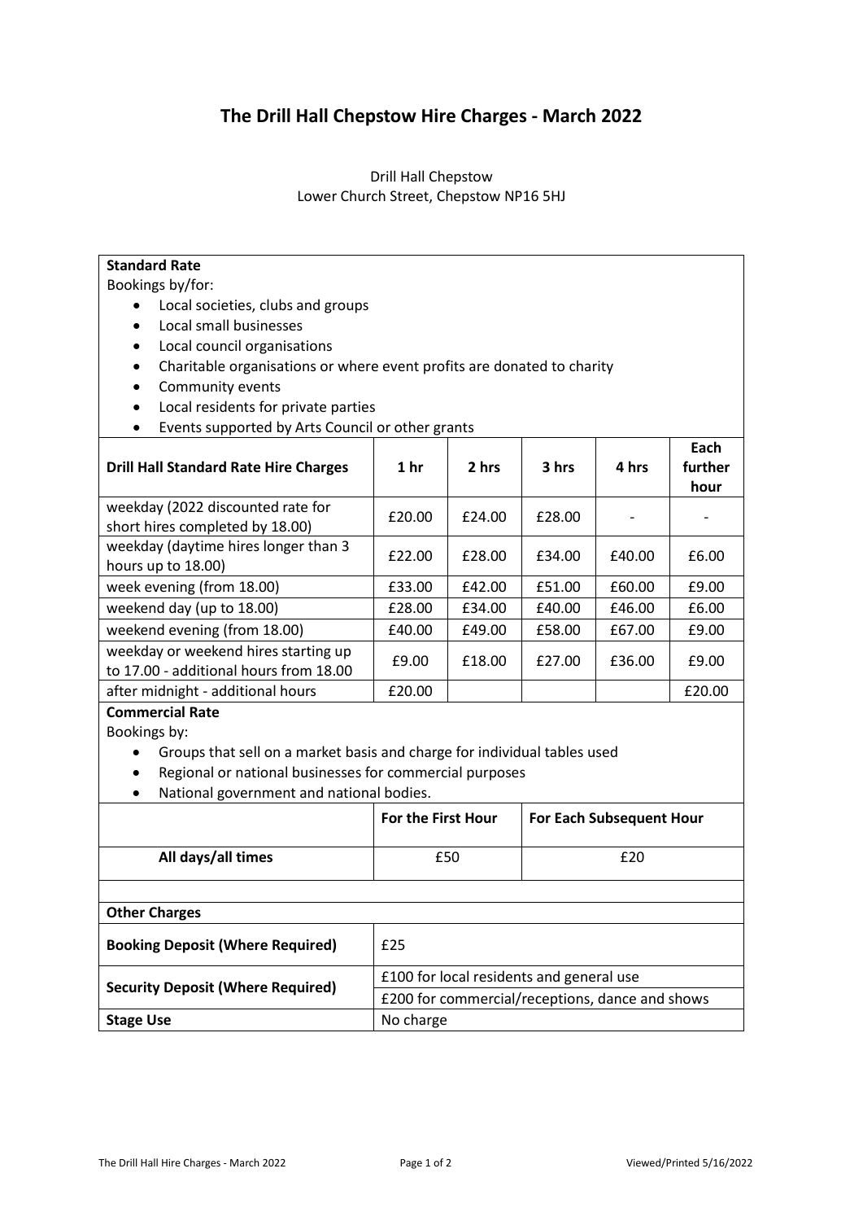# The Drill Hall Chepstow Hire Charges - March 2022

Drill Hall Chepstow
Lower Church Street, Chepstow NP16 5HJ

**Standard Rate**

Bookings by/for:

- Local societies, clubs and groups
- Local small businesses
- Local council organisations
- Charitable organisations or where event profits are donated to charity
- Community events
- Local residents for private parties
- Events supported by Arts Council or other grants

| Drill Hall Standard Rate Hire Charges | 1 hr | 2 hrs | 3 hrs | 4 hrs | Each further hour |
|---|---|---|---|---|---|
| weekday (2022 discounted rate for short hires completed by 18.00) | £20.00 | £24.00 | £28.00 | - | - |
| weekday (daytime hires longer than 3 hours up to 18.00) | £22.00 | £28.00 | £34.00 | £40.00 | £6.00 |
| week evening (from 18.00) | £33.00 | £42.00 | £51.00 | £60.00 | £9.00 |
| weekend day (up to 18.00) | £28.00 | £34.00 | £40.00 | £46.00 | £6.00 |
| weekend evening (from 18.00) | £40.00 | £49.00 | £58.00 | £67.00 | £9.00 |
| weekday or weekend hires starting up to 17.00 - additional hours from 18.00 | £9.00 | £18.00 | £27.00 | £36.00 | £9.00 |
| after midnight - additional hours | £20.00 | | | | £20.00 |

**Commercial Rate**

Bookings by:

- Groups that sell on a market basis and charge for individual tables used
- Regional or national businesses for commercial purposes
- National government and national bodies.

| | For the First Hour | For Each Subsequent Hour |
|---|---|---|
| **All days/all times** | £50 | £20 |

**Other Charges**

| | |
|---|---|
| **Booking Deposit (Where Required)** | £25 |
| **Security Deposit (Where Required)** | £100 for local residents and general use |
| | £200 for commercial/receptions, dance and shows |
| **Stage Use** | No charge |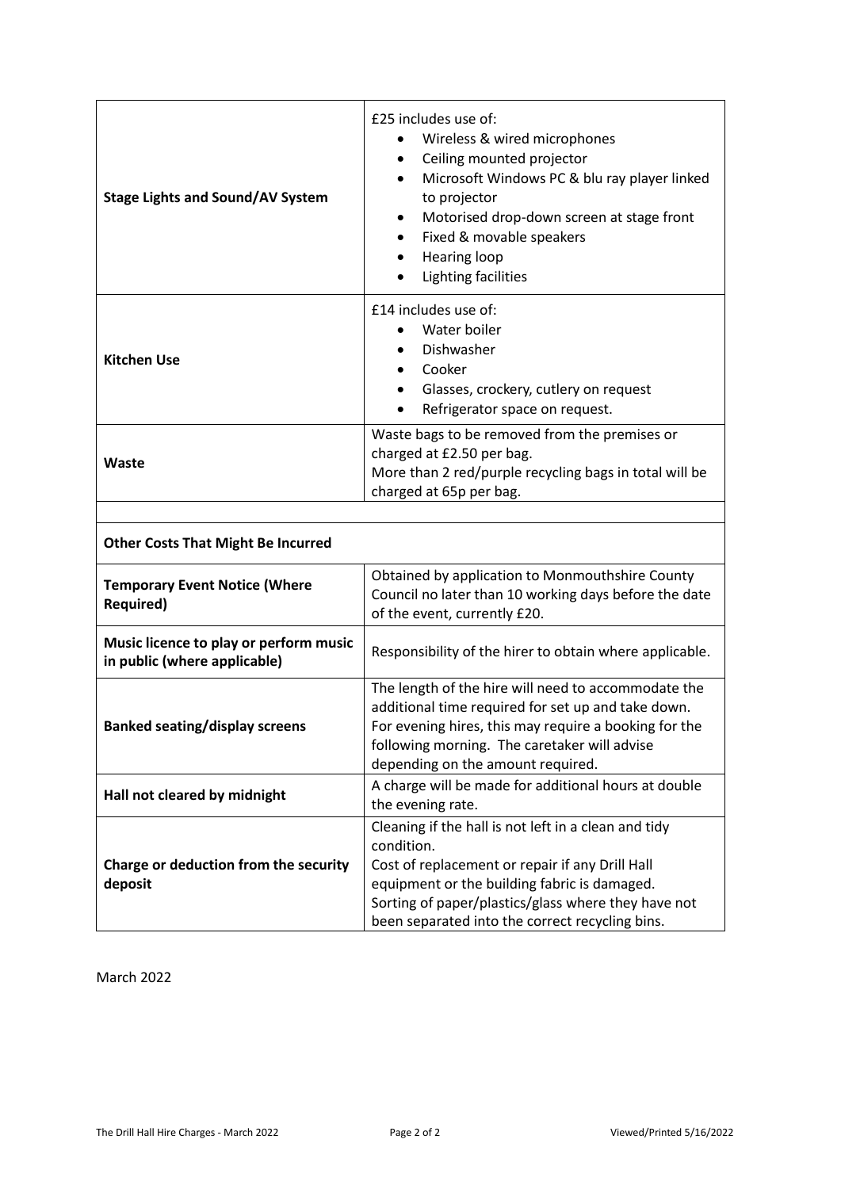| | |
|---|---|
| **Stage Lights and Sound/AV System** | £25 includes use of:<br>• Wireless & wired microphones<br>• Ceiling mounted projector<br>• Microsoft Windows PC & blu ray player linked to projector<br>• Motorised drop-down screen at stage front<br>• Fixed & movable speakers<br>• Hearing loop<br>• Lighting facilities |
| **Kitchen Use** | £14 includes use of:<br>• Water boiler<br>• Dishwasher<br>• Cooker<br>• Glasses, crockery, cutlery on request<br>• Refrigerator space on request. |
| **Waste** | Waste bags to be removed from the premises or charged at £2.50 per bag.<br>More than 2 red/purple recycling bags in total will be charged at 65p per bag. |
| | |
| **Other Costs That Might Be Incurred** | |
| **Temporary Event Notice (Where Required)** | Obtained by application to Monmouthshire County Council no later than 10 working days before the date of the event, currently £20. |
| **Music licence to play or perform music in public (where applicable)** | Responsibility of the hirer to obtain where applicable. |
| **Banked seating/display screens** | The length of the hire will need to accommodate the additional time required for set up and take down. For evening hires, this may require a booking for the following morning. The caretaker will advise depending on the amount required. |
| **Hall not cleared by midnight** | A charge will be made for additional hours at double the evening rate. |
| **Charge or deduction from the security deposit** | Cleaning if the hall is not left in a clean and tidy condition.<br>Cost of replacement or repair if any Drill Hall equipment or the building fabric is damaged.<br>Sorting of paper/plastics/glass where they have not been separated into the correct recycling bins. |

March 2022